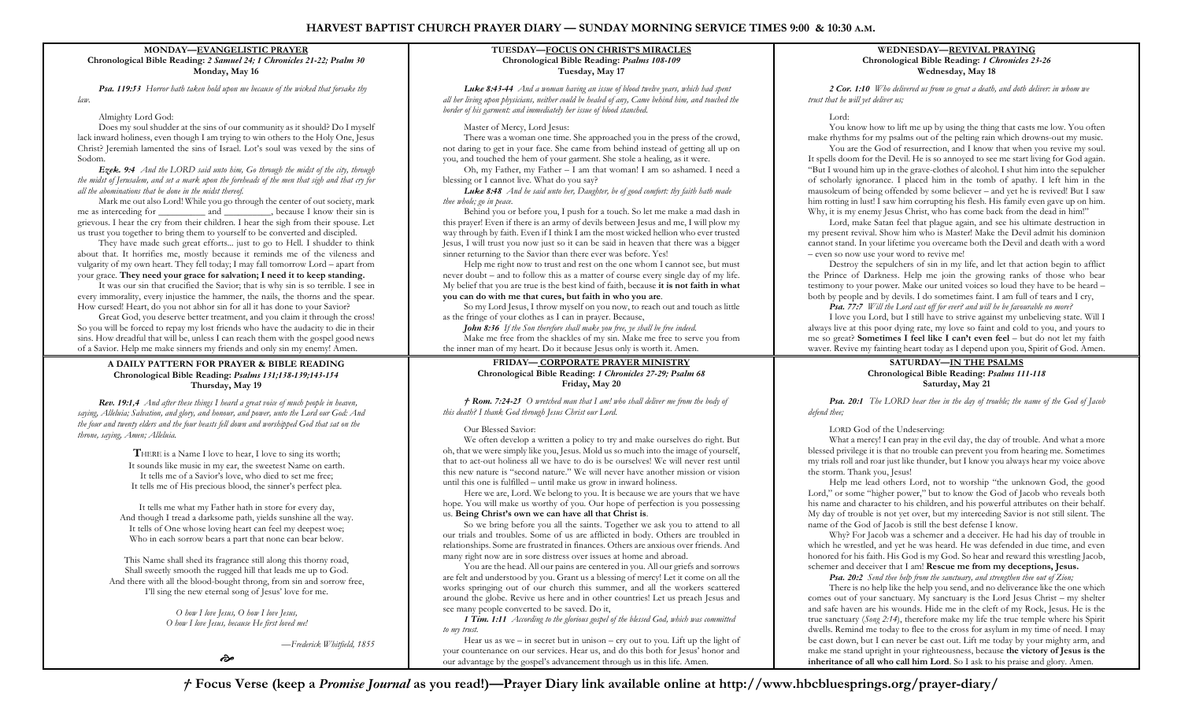# HARVEST BAPTIST CHURCH PRAYER DIARY — SUNDAY MORNING SERVICE TIMES 9:00 & 10:30 A.M.

## MONDAY—EVANGELISTIC PRAYER

**Chronological Bible Reading:** ***2 Samuel 24; 1 Chronicles 21-22; Psalm 30***

**Monday, May 16**

***Psa. 119:53*** *Horror hath taken hold upon me because of the wicked that forsake thy law.*

Almighty Lord God:

Does my soul shudder at the sins of our community as it should? Do I myself lack inward holiness, even though I am trying to win others to the Holy One, Jesus Christ? Jeremiah lamented the sins of Israel. Lot's soul was vexed by the sins of Sodom.

***Ezek. 9:4*** *And the LORD said unto him, Go through the midst of the city, through the midst of Jerusalem, and set a mark upon the foreheads of the men that sigh and that cry for all the abominations that be done in the midst thereof.*

Mark me out also Lord! While you go through the center of out society, mark me as interceding for __________ and __________, because I know their sin is grievous. I hear the cry from their children. I hear the sigh from their spouse. Let us trust you together to bring them to yourself to be converted and discipled.

They have made such great efforts... just to go to Hell. I shudder to think about that. It horrifies me, mostly because it reminds me of the vileness and vulgarity of my own heart. They fell today; I may fall tomorrow Lord – apart from your grace. **They need your grace for salvation; I need it to keep standing.**

It was our sin that crucified the Savior; that is why sin is so terrible. I see in every immorality, every injustice the hammer, the nails, the thorns and the spear. How cursed! Heart, do you not abhor sin for all it has done to your Savior?

Great God, you deserve better treatment, and you claim it through the cross! So you will be forced to repay my lost friends who have the audacity to die in their sins. How dreadful that will be, unless I can reach them with the gospel good news of a Savior. Help me make sinners my friends and only sin my enemy! Amen.

## TUESDAY—FOCUS ON CHRIST'S MIRACLES

**Chronological Bible Reading:** ***Psalms 108-109***

**Tuesday, May 17**

***Luke 8:43-44*** *And a woman having an issue of blood twelve years, which had spent all her living upon physicians, neither could be healed of any, Came behind him, and touched the border of his garment: and immediately her issue of blood stanched.*

Master of Mercy, Lord Jesus:

There was a woman one time. She approached you in the press of the crowd, not daring to get in your face. She came from behind instead of getting all up on you, and touched the hem of your garment. She stole a healing, as it were.

Oh, my Father, my Father – I am that woman! I am so ashamed. I need a blessing or I cannot live. What do you say?

***Luke 8:48*** *And he said unto her, Daughter, be of good comfort: thy faith hath made thee whole; go in peace.*

Behind you or before you, I push for a touch. So let me make a mad dash in this prayer! Even if there is an army of devils between Jesus and me, I will plow my way through by faith. Even if I think I am the most wicked hellion who ever trusted Jesus, I will trust you now just so it can be said in heaven that there was a bigger sinner returning to the Savior than there ever was before. Yes!

Help me right now to trust and rest on the one whom I cannot see, but must never doubt – and to follow this as a matter of course every single day of my life. My belief that you are true is the best kind of faith, because **it is not faith in what you can do with me that cures, but faith in who you are**.

So my Lord Jesus, I throw myself on you now, to reach out and touch as little as the fringe of your clothes as I can in prayer. Because,

***John 8:36*** *If the Son therefore shall make you free, ye shall be free indeed.*

Make me free from the shackles of my sin. Make me free to serve you from the inner man of my heart. Do it because Jesus only is worth it. Amen.

## WEDNESDAY—REVIVAL PRAYING

**Chronological Bible Reading:** ***1 Chronicles 23-26***

**Wednesday, May 18**

***2 Cor. 1:10*** *Who delivered us from so great a death, and doth deliver: in whom we trust that he will yet deliver us;*

Lord:

You know how to lift me up by using the thing that casts me low. You often make rhythms for my psalms out of the pelting rain which drowns-out my music.

You are the God of resurrection, and I know that when you revive my soul. It spells doom for the Devil. He is so annoyed to see me start living for God again. "But I wound him up in the grave-clothes of alcohol. I shut him into the sepulcher of scholarly ignorance. I placed him in the tomb of apathy. I left him in the mausoleum of being offended by some believer – and yet he is revived! But I saw him rotting in lust! I saw him corrupting his flesh. His family even gave up on him. Why, it is my enemy Jesus Christ, who has come back from the dead in him!"

Lord, make Satan feel that plague again, and see his ultimate destruction in my present revival. Show him who is Master! Make the Devil admit his dominion cannot stand. In your lifetime you overcame both the Devil and death with a word – even so now use your word to revive me!

Destroy the sepulchers of sin in my life, and let that action begin to afflict the Prince of Darkness. Help me join the growing ranks of those who bear testimony to your power. Make our united voices so loud they have to be heard – both by people and by devils. I do sometimes faint. I am full of tears and I cry,

***Psa. 77:7*** *Will the Lord cast off for ever? and will he be favourable no more?*

I love you Lord, but I still have to strive against my unbelieving state. Will I always live at this poor dying rate, my love so faint and cold to you, and yours to me so great? **Sometimes I feel like I can't even feel** – but do not let my faith waver. Revive my fainting heart today as I depend upon you, Spirit of God. Amen.

## A DAILY PATTERN FOR PRAYER & BIBLE READING

**Chronological Bible Reading:** ***Psalms 131;138-139;143-134***

**Thursday, May 19**

***Rev. 19:1,4*** *And after these things I heard a great voice of much people in heaven, saying, Alleluia; Salvation, and glory, and honour, and power, unto the Lord our God: And the four and twenty elders and the four beasts fell down and worshipped God that sat on the throne, saying, Amen; Alleluia.*

THERE is a Name I love to hear, I love to sing its worth;
It sounds like music in my ear, the sweetest Name on earth.
It tells me of a Savior's love, who died to set me free;
It tells me of His precious blood, the sinner's perfect plea.

It tells me what my Father hath in store for every day,
And though I tread a darksome path, yields sunshine all the way.
It tells of One whose loving heart can feel my deepest woe;
Who in each sorrow bears a part that none can bear below.

This Name shall shed its fragrance still along this thorny road,
Shall sweetly smooth the rugged hill that leads me up to God.
And there with all the blood-bought throng, from sin and sorrow free,
I'll sing the new eternal song of Jesus' love for me.

*O how I love Jesus, O how I love Jesus,*
*O how I love Jesus, because He first loved me!*

*—Frederick Whitfield, 1855*

## FRIDAY— CORPORATE PRAYER MINISTRY

**Chronological Bible Reading:** ***1 Chronicles 27-29; Psalm 68***

**Friday, May 20**

*† **Rom. 7:24-25** O wretched man that I am! who shall deliver me from the body of this death? I thank God through Jesus Christ our Lord.*

Our Blessed Savior:

We often develop a written a policy to try and make ourselves do right. But oh, that we were simply like you, Jesus. Mold us so much into the image of yourself, that to act-out holiness all we have to do is be ourselves! We will never rest until this new nature is "second nature." We will never have another mission or vision until this one is fulfilled – until make us grow in inward holiness.

Here we are, Lord. We belong to you. It is because we are yours that we have hope. You will make us worthy of you. Our hope of perfection is you possessing us. **Being Christ's own we can have all that Christ is**.

So we bring before you all the saints. Together we ask you to attend to all our trials and troubles. Some of us are afflicted in body. Others are troubled in relationships. Some are frustrated in finances. Others are anxious over friends. And many right now are in sore distress over issues at home and abroad.

You are the head. All our pains are centered in you. All our griefs and sorrows are felt and understood by you. Grant us a blessing of mercy! Let it come on all the works springing out of our church this summer, and all the workers scattered around the globe. Revive us here and in other countries! Let us preach Jesus and see many people converted to be saved. Do it,

***1 Tim. 1:11*** *According to the glorious gospel of the blessed God, which was committed to my trust.*

Hear us as we – in secret but in unison – cry out to you. Lift up the light of your countenance on our services. Hear us, and do this both for Jesus' honor and our advantage by the gospel's advancement through us in this life. Amen.

## SATURDAY—IN THE PSALMS

**Chronological Bible Reading:** ***Psalms 111-118***

**Saturday, May 21**

***Psa. 20:1*** *The LORD hear thee in the day of trouble; the name of the God of Jacob defend thee;*

LORD God of the Undeserving:

What a mercy! I can pray in the evil day, the day of trouble. And what a more blessed privilege it is that no trouble can prevent you from hearing me. Sometimes my trials roll and roar just like thunder, but I know you always hear my voice above the storm. Thank you, Jesus!

Help me lead others Lord, not to worship "the unknown God, the good Lord," or some "higher power," but to know the God of Jacob who reveals both his name and character to his children, and his powerful attributes on their behalf. My day of trouble is not yet over, but my interceding Savior is not still silent. The name of the God of Jacob is still the best defense I know.

Why? For Jacob was a schemer and a deceiver. He had his day of trouble in which he wrestled, and yet he was heard. He was defended in due time, and even honored for his faith. His God is my God. So hear and reward this wrestling Jacob, schemer and deceiver that I am! **Rescue me from my deceptions, Jesus.**

***Psa. 20:2*** *Send thee help from the sanctuary, and strengthen thee out of Zion;*

There is no help like the help you send, and no deliverance like the one which comes out of your sanctuary. My sanctuary is the Lord Jesus Christ – my shelter and safe haven are his wounds. Hide me in the cleft of my Rock, Jesus. He is the true sanctuary (*Song 2:14*), therefore make my life the true temple where his Spirit dwells. Remind me today to flee to the cross for asylum in my time of need. I may be cast down, but I can never be cast out. Lift me today by your mighty arm, and make me stand upright in your righteousness, because **the victory of Jesus is the inheritance of all who call him Lord**. So I ask to his praise and glory. Amen.

**† Focus Verse (keep a *Promise Journal* as you read!)—Prayer Diary link available online at http://www.hbcbluesprings.org/prayer-diary/**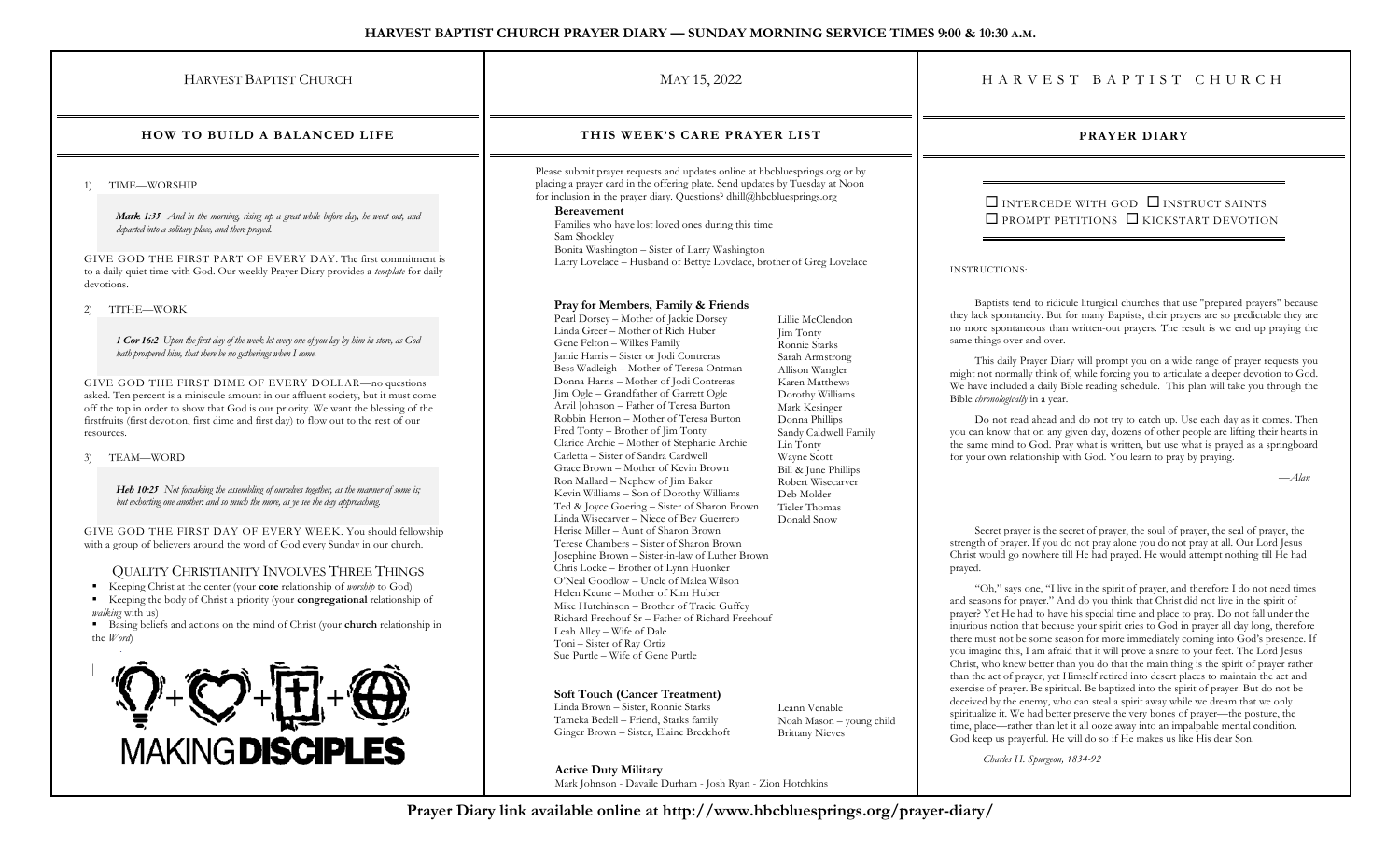**HARVEST BAPTIST CHURCH PRAYER DIARY — SUNDAY MORNING SERVICE TIMES 9:00 & 10:30 A.M.**

HARVEST BAPTIST CHURCH

## HOW TO BUILD A BALANCED LIFE

1) TIME—WORSHIP

> ***Mark 1:35*** *And in the morning, rising up a great while before day, he went out, and departed into a solitary place, and there prayed.*

GIVE GOD THE FIRST PART OF EVERY DAY. The first commitment is to a daily quiet time with God. Our weekly Prayer Diary provides a *template* for daily devotions.

2) TITHE—WORK

> ***1 Cor 16:2*** *Upon the first day of the week let every one of you lay by him in store, as God hath prospered him, that there be no gatherings when I come.*

GIVE GOD THE FIRST DIME OF EVERY DOLLAR—no questions asked. Ten percent is a miniscule amount in our affluent society, but it must come off the top in order to show that God is our priority. We want the blessing of the firstfruits (first devotion, first dime and first day) to flow out to the rest of our resources.

3) TEAM—WORD

> ***Heb 10:25*** *Not forsaking the assembling of ourselves together, as the manner of some is; but exhorting one another: and so much the more, as ye see the day approaching.*

GIVE GOD THE FIRST DAY OF EVERY WEEK. You should fellowship with a group of believers around the word of God every Sunday in our church.

### QUALITY CHRISTIANITY INVOLVES THREE THINGS

- Keeping Christ at the center (your **core** relationship of *worship* to God)
- Keeping the body of Christ a priority (your **congregational** relationship of *walking* with us)
- Basing beliefs and actions on the mind of Christ (your **church** relationship in the *Word*)

MAKING **DISCIPLES**

MAY 15, 2022

## THIS WEEK'S CARE PRAYER LIST

Please submit prayer requests and updates online at hbcbluesprings.org or by placing a prayer card in the offering plate. Send updates by Tuesday at Noon for inclusion in the prayer diary. Questions? dhill@hbcbluesprings.org

**Bereavement**

Families who have lost loved ones during this time
Sam Shockley
Bonita Washington – Sister of Larry Washington
Larry Lovelace – Husband of Bettye Lovelace, brother of Greg Lovelace

**Pray for Members, Family & Friends**

Pearl Dorsey – Mother of Jackie Dorsey
Linda Greer – Mother of Rich Huber
Gene Felton – Wilkes Family
Jamie Harris – Sister or Jodi Contreras
Bess Wadleigh – Mother of Teresa Ontman
Donna Harris – Mother of Jodi Contreras
Jim Ogle – Grandfather of Garrett Ogle
Arvil Johnson – Father of Teresa Burton
Robbin Herron – Mother of Teresa Burton
Fred Tonty – Brother of Jim Tonty
Clarice Archie – Mother of Stephanie Archie
Carletta – Sister of Sandra Cardwell
Grace Brown – Mother of Kevin Brown
Ron Mallard – Nephew of Jim Baker
Kevin Williams – Son of Dorothy Williams
Ted & Joyce Goering – Sister of Sharon Brown
Linda Wisecarver – Niece of Bev Guerrero
Herise Miller – Aunt of Sharon Brown
Terese Chambers – Sister of Sharon Brown
Josephine Brown – Sister-in-law of Luther Brown
Chris Locke – Brother of Lynn Huonker
O'Neal Goodlow – Uncle of Malea Wilson
Helen Keune – Mother of Kim Huber
Mike Hutchinson – Brother of Tracie Guffey
Richard Freehouf Sr – Father of Richard Freehouf
Leah Alley – Wife of Dale
Toni – Sister of Ray Ortiz
Sue Purtle – Wife of Gene Purtle
Lillie McClendon
Jim Tonty
Ronnie Starks
Sarah Armstrong
Allison Wangler
Karen Matthews
Dorothy Williams
Mark Kesinger
Donna Phillips
Sandy Caldwell Family
Lin Tonty
Wayne Scott
Bill & June Phillips
Robert Wisecarver
Deb Molder
Tieler Thomas
Donald Snow

**Soft Touch (Cancer Treatment)**

Linda Brown – Sister, Ronnie Starks
Tameka Bedell – Friend, Starks family
Ginger Brown – Sister, Elaine Bredehoft
Leann Venable
Noah Mason – young child
Brittany Nieves

**Active Duty Military**

Mark Johnson - Davaile Durham - Josh Ryan - Zion Hotchkins

HARVEST BAPTIST CHURCH

## PRAYER DIARY

☐ INTERCEDE WITH GOD ☐ INSTRUCT SAINTS
☐ PROMPT PETITIONS ☐ KICKSTART DEVOTION

INSTRUCTIONS:

Baptists tend to ridicule liturgical churches that use "prepared prayers" because they lack spontaneity. But for many Baptists, their prayers are so predictable they are no more spontaneous than written-out prayers. The result is we end up praying the same things over and over.

This daily Prayer Diary will prompt you on a wide range of prayer requests you might not normally think of, while forcing you to articulate a deeper devotion to God. We have included a daily Bible reading schedule. This plan will take you through the Bible *chronologically* in a year.

Do not read ahead and do not try to catch up. Use each day as it comes. Then you can know that on any given day, dozens of other people are lifting their hearts in the same mind to God. Pray what is written, but use what is prayed as a springboard for your own relationship with God. You learn to pray by praying.

*—Alan*

Secret prayer is the secret of prayer, the soul of prayer, the seal of prayer, the strength of prayer. If you do not pray alone you do not pray at all. Our Lord Jesus Christ would go nowhere till He had prayed. He would attempt nothing till He had prayed.

"Oh," says one, "I live in the spirit of prayer, and therefore I do not need times and seasons for prayer." And do you think that Christ did not live in the spirit of prayer? Yet He had to have his special time and place to pray. Do not fall under the injurious notion that because your spirit cries to God in prayer all day long, therefore there must not be some season for more immediately coming into God's presence. If you imagine this, I am afraid that it will prove a snare to your feet. The Lord Jesus Christ, who knew better than you do that the main thing is the spirit of prayer rather than the act of prayer, yet Himself retired into desert places to maintain the act and exercise of prayer. Be spiritual. Be baptized into the spirit of prayer. But do not be deceived by the enemy, who can steal a spirit away while we dream that we only spiritualize it. We had better preserve the very bones of prayer—the posture, the time, place—rather than let it all ooze away into an impalpable mental condition. God keep us prayerful. He will do so if He makes us like His dear Son.

*Charles H. Spurgeon, 1834-92*

**Prayer Diary link available online at http://www.hbcbluesprings.org/prayer-diary/**